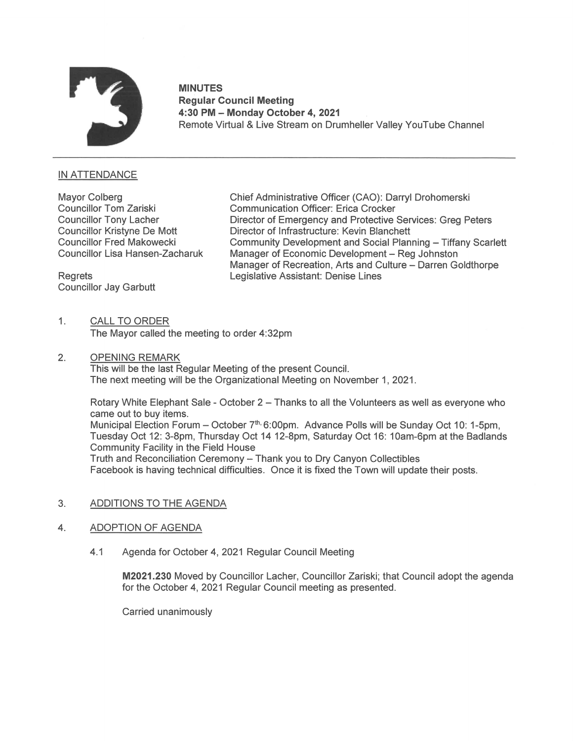**MINUTES**
**Regular Council Meeting**
**4:30 PM – Monday October 4, 2021**
Remote Virtual & Live Stream on Drumheller Valley YouTube Channel

---

## IN ATTENDANCE

Mayor Colberg
Councillor Tom Zariski
Councillor Tony Lacher
Councillor Kristyne De Mott
Councillor Fred Makowecki
Councillor Lisa Hansen-Zacharuk

Regrets
Councillor Jay Garbutt

Chief Administrative Officer (CAO): Darryl Drohomerski
Communication Officer: Erica Crocker
Director of Emergency and Protective Services: Greg Peters
Director of Infrastructure: Kevin Blanchett
Community Development and Social Planning – Tiffany Scarlett
Manager of Economic Development – Reg Johnston
Manager of Recreation, Arts and Culture – Darren Goldthorpe
Legislative Assistant: Denise Lines

1. CALL TO ORDER
   The Mayor called the meeting to order 4:32pm

2. OPENING REMARK
   This will be the last Regular Meeting of the present Council.
   The next meeting will be the Organizational Meeting on November 1, 2021.

   Rotary White Elephant Sale - October 2 – Thanks to all the Volunteers as well as everyone who came out to buy items.
   Municipal Election Forum – October 7th, 6:00pm. Advance Polls will be Sunday Oct 10: 1-5pm, Tuesday Oct 12: 3-8pm, Thursday Oct 14 12-8pm, Saturday Oct 16: 10am-6pm at the Badlands Community Facility in the Field House
   Truth and Reconciliation Ceremony – Thank you to Dry Canyon Collectibles
   Facebook is having technical difficulties. Once it is fixed the Town will update their posts.

3. ADDITIONS TO THE AGENDA

4. ADOPTION OF AGENDA

   4.1 Agenda for October 4, 2021 Regular Council Meeting

   **M2021.230** Moved by Councillor Lacher, Councillor Zariski; that Council adopt the agenda for the October 4, 2021 Regular Council meeting as presented.

   Carried unanimously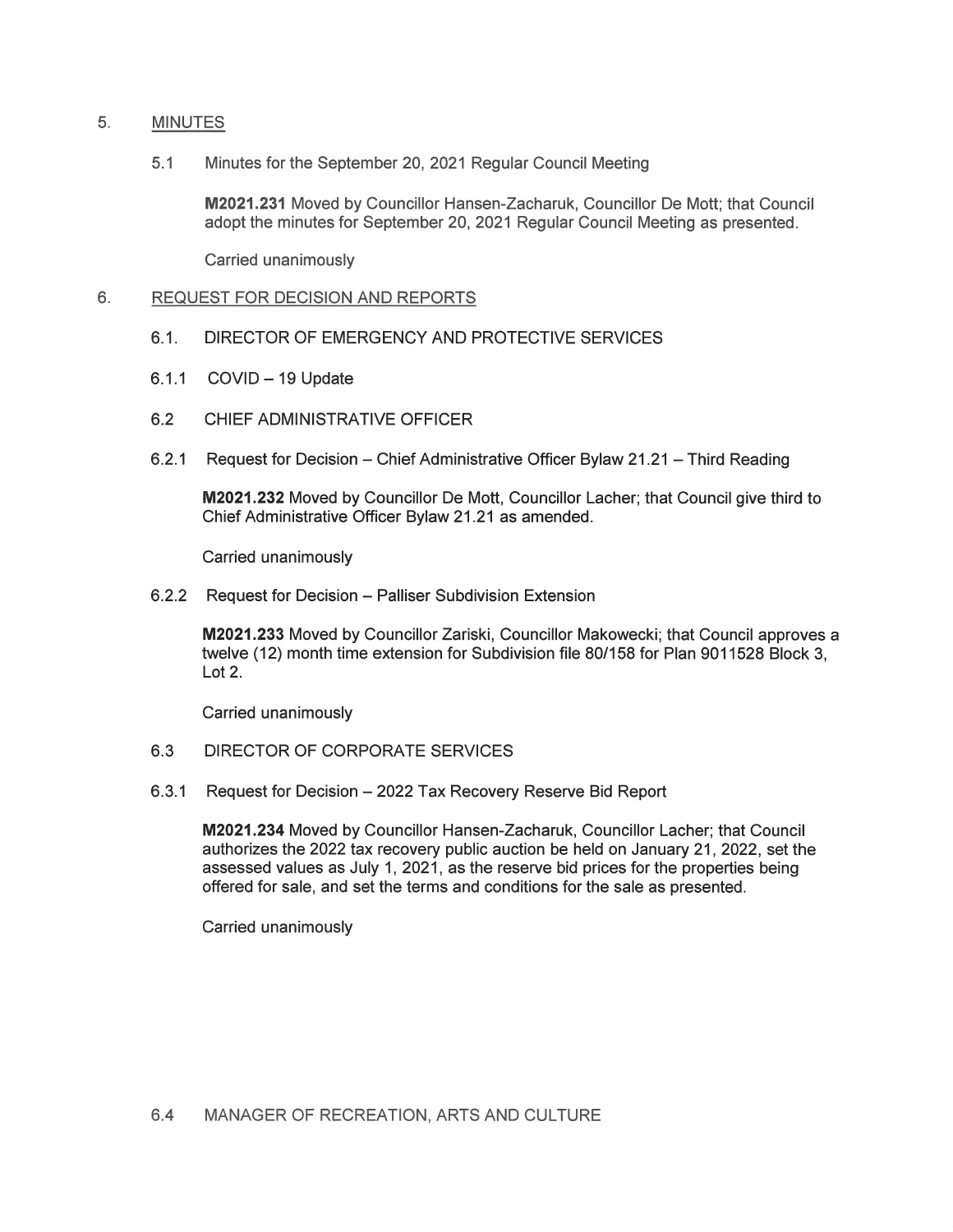## 5. MINUTES

### 5.1 Minutes for the September 20, 2021 Regular Council Meeting

**M2021.231** Moved by Councillor Hansen-Zacharuk, Councillor De Mott; that Council adopt the minutes for September 20, 2021 Regular Council Meeting as presented.

Carried unanimously

## 6. REQUEST FOR DECISION AND REPORTS

### 6.1. DIRECTOR OF EMERGENCY AND PROTECTIVE SERVICES

#### 6.1.1 COVID – 19 Update

### 6.2 CHIEF ADMINISTRATIVE OFFICER

#### 6.2.1 Request for Decision – Chief Administrative Officer Bylaw 21.21 – Third Reading

**M2021.232** Moved by Councillor De Mott, Councillor Lacher; that Council give third to Chief Administrative Officer Bylaw 21.21 as amended.

Carried unanimously

#### 6.2.2 Request for Decision – Palliser Subdivision Extension

**M2021.233** Moved by Councillor Zariski, Councillor Makowecki; that Council approves a twelve (12) month time extension for Subdivision file 80/158 for Plan 9011528 Block 3, Lot 2.

Carried unanimously

### 6.3 DIRECTOR OF CORPORATE SERVICES

#### 6.3.1 Request for Decision – 2022 Tax Recovery Reserve Bid Report

**M2021.234** Moved by Councillor Hansen-Zacharuk, Councillor Lacher; that Council authorizes the 2022 tax recovery public auction be held on January 21, 2022, set the assessed values as July 1, 2021, as the reserve bid prices for the properties being offered for sale, and set the terms and conditions for the sale as presented.

Carried unanimously

### 6.4 MANAGER OF RECREATION, ARTS AND CULTURE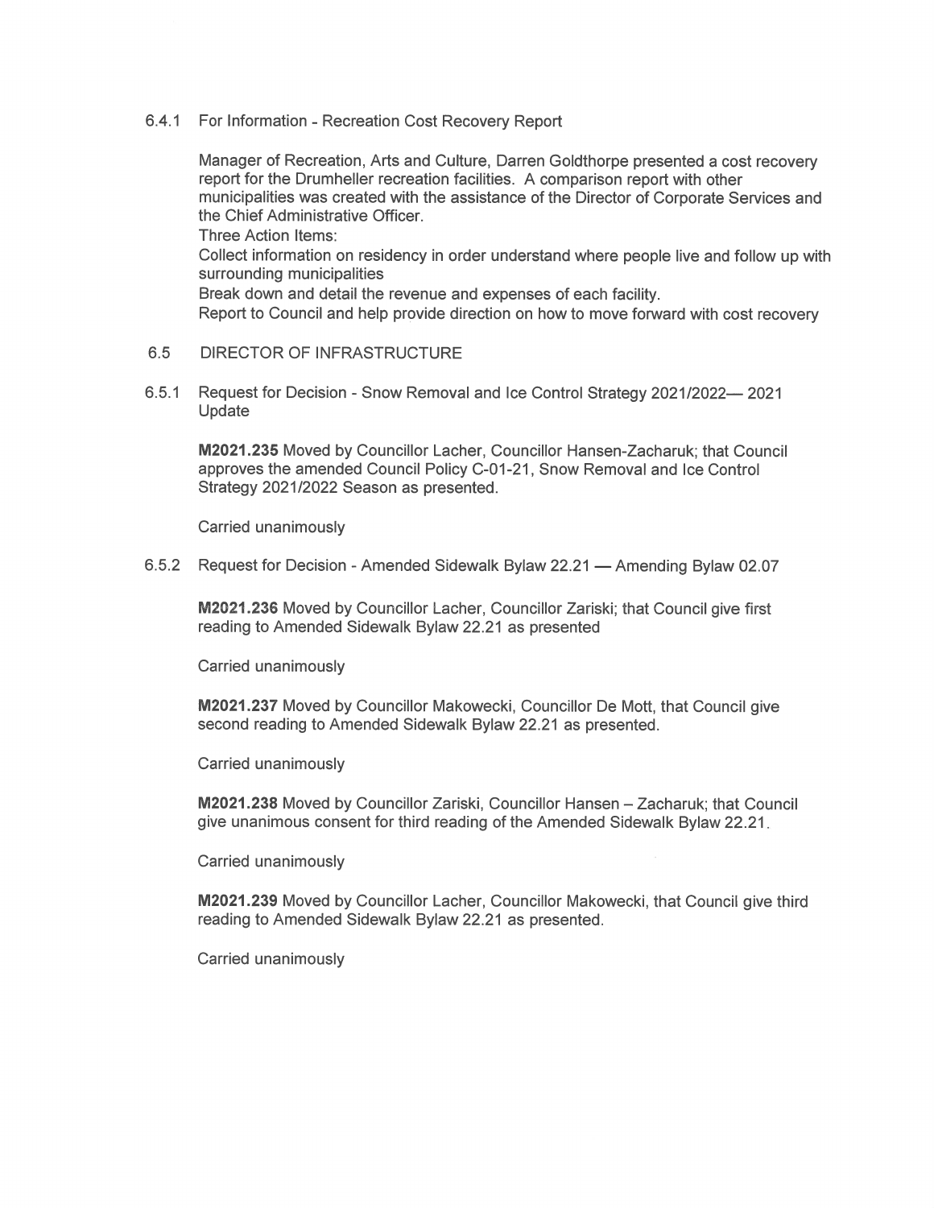6.4.1 For Information - Recreation Cost Recovery Report

Manager of Recreation, Arts and Culture, Darren Goldthorpe presented a cost recovery report for the Drumheller recreation facilities. A comparison report with other municipalities was created with the assistance of the Director of Corporate Services and the Chief Administrative Officer.

Three Action Items:

Collect information on residency in order understand where people live and follow up with surrounding municipalities

Break down and detail the revenue and expenses of each facility.

Report to Council and help provide direction on how to move forward with cost recovery

6.5 DIRECTOR OF INFRASTRUCTURE

6.5.1 Request for Decision - Snow Removal and Ice Control Strategy 2021/2022— 2021 Update

**M2021.235** Moved by Councillor Lacher, Councillor Hansen-Zacharuk; that Council approves the amended Council Policy C-01-21, Snow Removal and Ice Control Strategy 2021/2022 Season as presented.

Carried unanimously

6.5.2 Request for Decision - Amended Sidewalk Bylaw 22.21 — Amending Bylaw 02.07

**M2021.236** Moved by Councillor Lacher, Councillor Zariski; that Council give first reading to Amended Sidewalk Bylaw 22.21 as presented

Carried unanimously

**M2021.237** Moved by Councillor Makowecki, Councillor De Mott, that Council give second reading to Amended Sidewalk Bylaw 22.21 as presented.

Carried unanimously

**M2021.238** Moved by Councillor Zariski, Councillor Hansen – Zacharuk; that Council give unanimous consent for third reading of the Amended Sidewalk Bylaw 22.21.

Carried unanimously

**M2021.239** Moved by Councillor Lacher, Councillor Makowecki, that Council give third reading to Amended Sidewalk Bylaw 22.21 as presented.

Carried unanimously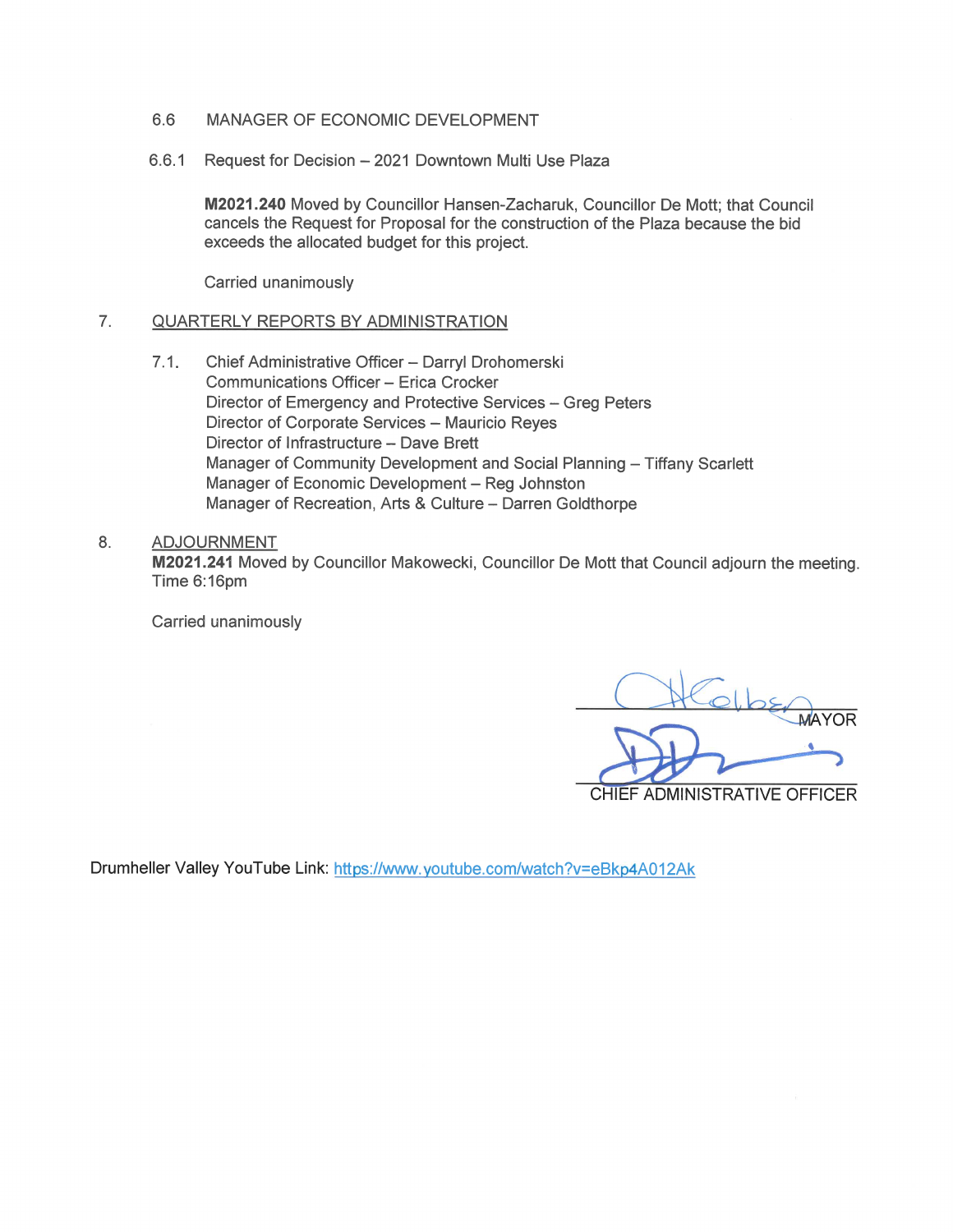6.6 MANAGER OF ECONOMIC DEVELOPMENT

6.6.1 Request for Decision – 2021 Downtown Multi Use Plaza

**M2021.240** Moved by Councillor Hansen-Zacharuk, Councillor De Mott; that Council cancels the Request for Proposal for the construction of the Plaza because the bid exceeds the allocated budget for this project.

Carried unanimously

## 7. QUARTERLY REPORTS BY ADMINISTRATION

7.1. Chief Administrative Officer – Darryl Drohomerski
Communications Officer – Erica Crocker
Director of Emergency and Protective Services – Greg Peters
Director of Corporate Services – Mauricio Reyes
Director of Infrastructure – Dave Brett
Manager of Community Development and Social Planning – Tiffany Scarlett
Manager of Economic Development – Reg Johnston
Manager of Recreation, Arts & Culture – Darren Goldthorpe

## 8. ADJOURNMENT

**M2021.241** Moved by Councillor Makowecki, Councillor De Mott that Council adjourn the meeting. Time 6:16pm

Carried unanimously

MAYOR

CHIEF ADMINISTRATIVE OFFICER

Drumheller Valley YouTube Link: https://www.youtube.com/watch?v=eBkp4A012Ak